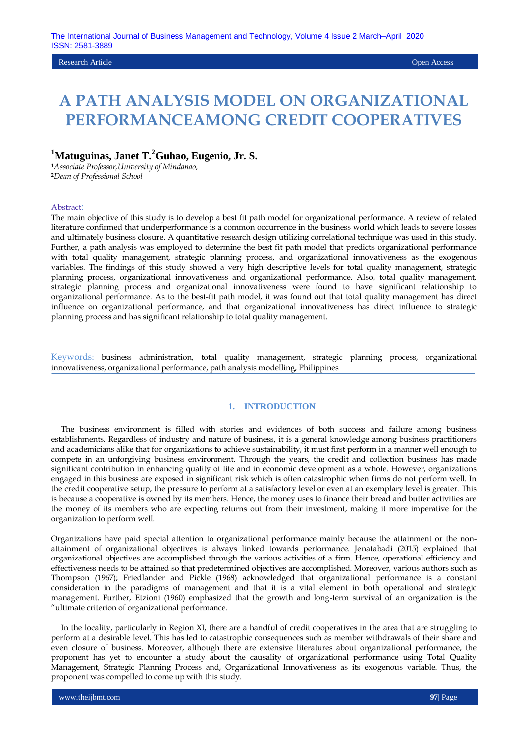Research Article | Open Access

# A PATH ANALYSIS MODEL ON ORGANIZATIONAL PERFORMANCEAMONG CREDIT COOPERATIVES

**[1]Matuguinas, Janet T.[2]Guhao, Eugenio, Jr. S.**

[1]*Associate Professor,University of Mindanao,*
[2]*Dean of Professional School*

**Abstract:**

The main objective of this study is to develop a best fit path model for organizational performance. A review of related literature confirmed that underperformance is a common occurrence in the business world which leads to severe losses and ultimately business closure. A quantitative research design utilizing correlational technique was used in this study. Further, a path analysis was employed to determine the best fit path model that predicts organizational performance with total quality management, strategic planning process, and organizational innovativeness as the exogenous variables. The findings of this study showed a very high descriptive levels for total quality management, strategic planning process, organizational innovativeness and organizational performance. Also, total quality management, strategic planning process and organizational innovativeness were found to have significant relationship to organizational performance. As to the best-fit path model, it was found out that total quality management has direct influence on organizational performance, and that organizational innovativeness has direct influence to strategic planning process and has significant relationship to total quality management.

**Keywords:** business administration, total quality management, strategic planning process, organizational innovativeness, organizational performance, path analysis modelling, Philippines

## 1. INTRODUCTION

The business environment is filled with stories and evidences of both success and failure among business establishments. Regardless of industry and nature of business, it is a general knowledge among business practitioners and academicians alike that for organizations to achieve sustainability, it must first perform in a manner well enough to compete in an unforgiving business environment. Through the years, the credit and collection business has made significant contribution in enhancing quality of life and in economic development as a whole. However, organizations engaged in this business are exposed in significant risk which is often catastrophic when firms do not perform well. In the credit cooperative setup, the pressure to perform at a satisfactory level or even at an exemplary level is greater. This is because a cooperative is owned by its members. Hence, the money uses to finance their bread and butter activities are the money of its members who are expecting returns out from their investment, making it more imperative for the organization to perform well.

Organizations have paid special attention to organizational performance mainly because the attainment or the non-attainment of organizational objectives is always linked towards performance. Jenatabadi (2015) explained that organizational objectives are accomplished through the various activities of a firm. Hence, operational efficiency and effectiveness needs to be attained so that predetermined objectives are accomplished. Moreover, various authors such as Thompson (1967); Friedlander and Pickle (1968) acknowledged that organizational performance is a constant consideration in the paradigms of management and that it is a vital element in both operational and strategic management. Further, Etzioni (1960) emphasized that the growth and long-term survival of an organization is the "ultimate criterion of organizational performance.

In the locality, particularly in Region XI, there are a handful of credit cooperatives in the area that are struggling to perform at a desirable level. This has led to catastrophic consequences such as member withdrawals of their share and even closure of business. Moreover, although there are extensive literatures about organizational performance, the proponent has yet to encounter a study about the causality of organizational performance using Total Quality Management, Strategic Planning Process and, Organizational Innovativeness as its exogenous variable. Thus, the proponent was compelled to come up with this study.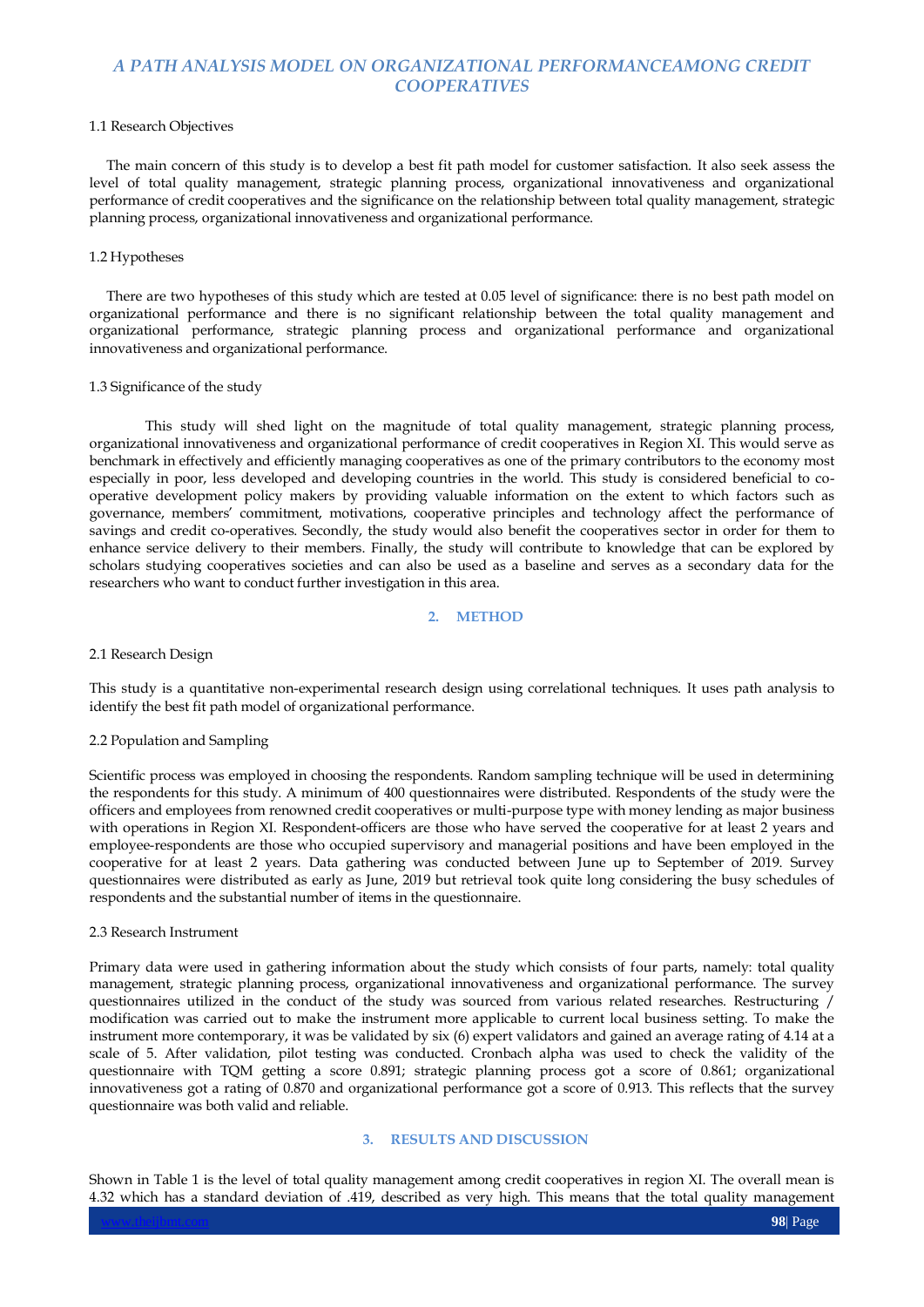### 1.1 Research Objectives

The main concern of this study is to develop a best fit path model for customer satisfaction. It also seek assess the level of total quality management, strategic planning process, organizational innovativeness and organizational performance of credit cooperatives and the significance on the relationship between total quality management, strategic planning process, organizational innovativeness and organizational performance.

### 1.2 Hypotheses

There are two hypotheses of this study which are tested at 0.05 level of significance: there is no best path model on organizational performance and there is no significant relationship between the total quality management and organizational performance, strategic planning process and organizational performance and organizational innovativeness and organizational performance.

### 1.3 Significance of the study

This study will shed light on the magnitude of total quality management, strategic planning process, organizational innovativeness and organizational performance of credit cooperatives in Region XI. This would serve as benchmark in effectively and efficiently managing cooperatives as one of the primary contributors to the economy most especially in poor, less developed and developing countries in the world. This study is considered beneficial to co-operative development policy makers by providing valuable information on the extent to which factors such as governance, members' commitment, motivations, cooperative principles and technology affect the performance of savings and credit co-operatives. Secondly, the study would also benefit the cooperatives sector in order for them to enhance service delivery to their members. Finally, the study will contribute to knowledge that can be explored by scholars studying cooperatives societies and can also be used as a baseline and serves as a secondary data for the researchers who want to conduct further investigation in this area.

## 2. METHOD

### 2.1 Research Design

This study is a quantitative non-experimental research design using correlational techniques. It uses path analysis to identify the best fit path model of organizational performance.

### 2.2 Population and Sampling

Scientific process was employed in choosing the respondents. Random sampling technique will be used in determining the respondents for this study. A minimum of 400 questionnaires were distributed. Respondents of the study were the officers and employees from renowned credit cooperatives or multi-purpose type with money lending as major business with operations in Region XI. Respondent-officers are those who have served the cooperative for at least 2 years and employee-respondents are those who occupied supervisory and managerial positions and have been employed in the cooperative for at least 2 years. Data gathering was conducted between June up to September of 2019. Survey questionnaires were distributed as early as June, 2019 but retrieval took quite long considering the busy schedules of respondents and the substantial number of items in the questionnaire.

### 2.3 Research Instrument

Primary data were used in gathering information about the study which consists of four parts, namely: total quality management, strategic planning process, organizational innovativeness and organizational performance. The survey questionnaires utilized in the conduct of the study was sourced from various related researches. Restructuring / modification was carried out to make the instrument more applicable to current local business setting. To make the instrument more contemporary, it was be validated by six (6) expert validators and gained an average rating of 4.14 at a scale of 5. After validation, pilot testing was conducted. Cronbach alpha was used to check the validity of the questionnaire with TQM getting a score 0.891; strategic planning process got a score of 0.861; organizational innovativeness got a rating of 0.870 and organizational performance got a score of 0.913. This reflects that the survey questionnaire was both valid and reliable.

## 3. RESULTS AND DISCUSSION

Shown in Table 1 is the level of total quality management among credit cooperatives in region XI. The overall mean is 4.32 which has a standard deviation of .419, described as very high. This means that the total quality management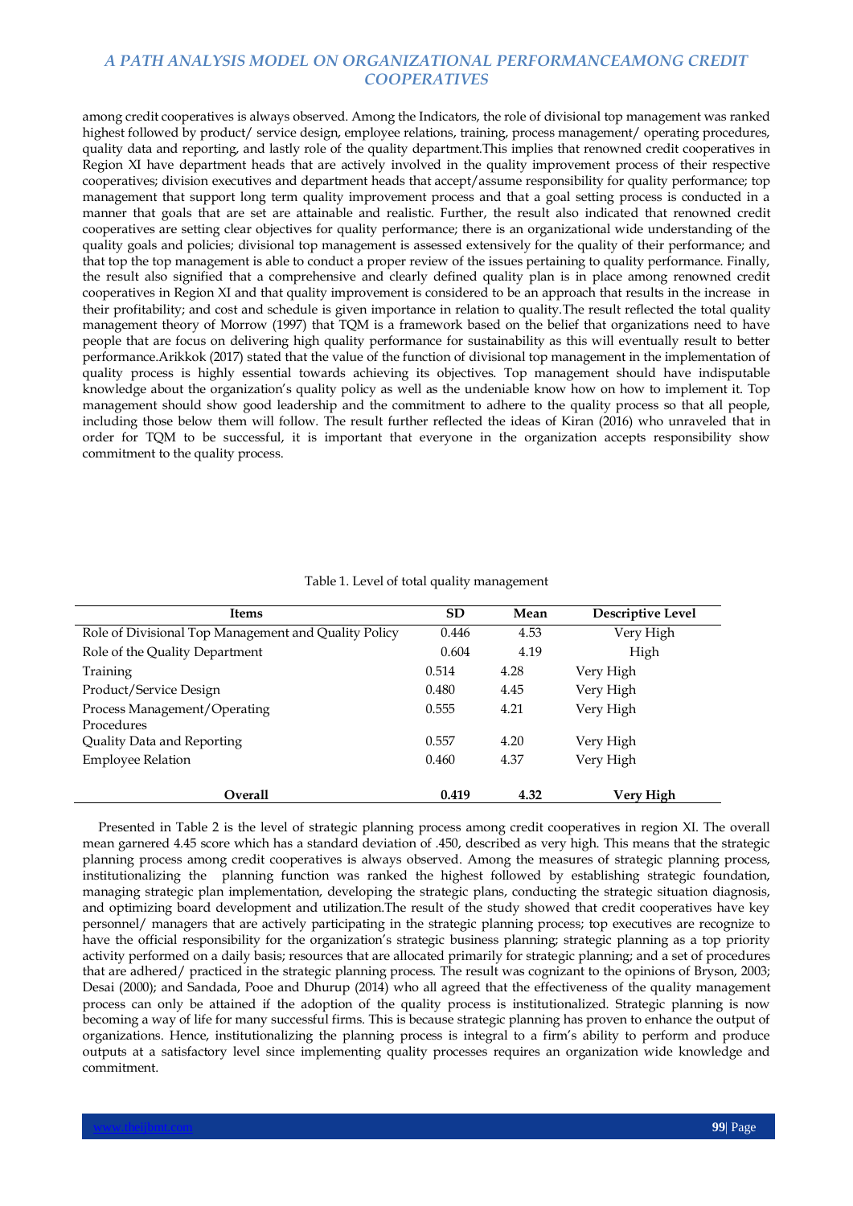among credit cooperatives is always observed. Among the Indicators, the role of divisional top management was ranked highest followed by product/ service design, employee relations, training, process management/ operating procedures, quality data and reporting, and lastly role of the quality department.This implies that renowned credit cooperatives in Region XI have department heads that are actively involved in the quality improvement process of their respective cooperatives; division executives and department heads that accept/assume responsibility for quality performance; top management that support long term quality improvement process and that a goal setting process is conducted in a manner that goals that are set are attainable and realistic. Further, the result also indicated that renowned credit cooperatives are setting clear objectives for quality performance; there is an organizational wide understanding of the quality goals and policies; divisional top management is assessed extensively for the quality of their performance; and that top the top management is able to conduct a proper review of the issues pertaining to quality performance. Finally, the result also signified that a comprehensive and clearly defined quality plan is in place among renowned credit cooperatives in Region XI and that quality improvement is considered to be an approach that results in the increase in their profitability; and cost and schedule is given importance in relation to quality.The result reflected the total quality management theory of Morrow (1997) that TQM is a framework based on the belief that organizations need to have people that are focus on delivering high quality performance for sustainability as this will eventually result to better performance.Arikkok (2017) stated that the value of the function of divisional top management in the implementation of quality process is highly essential towards achieving its objectives. Top management should have indisputable knowledge about the organization's quality policy as well as the undeniable know how on how to implement it. Top management should show good leadership and the commitment to adhere to the quality process so that all people, including those below them will follow. The result further reflected the ideas of Kiran (2016) who unraveled that in order for TQM to be successful, it is important that everyone in the organization accepts responsibility show commitment to the quality process.

Table 1. Level of total quality management

| Items | SD | Mean | Descriptive Level |
|---|---|---|---|
| Role of Divisional Top Management and Quality Policy | 0.446 | 4.53 | Very High |
| Role of the Quality Department | 0.604 | 4.19 | High |
| Training | 0.514 | 4.28 | Very High |
| Product/Service Design | 0.480 | 4.45 | Very High |
| Process Management/Operating Procedures | 0.555 | 4.21 | Very High |
| Quality Data and Reporting | 0.557 | 4.20 | Very High |
| Employee Relation | 0.460 | 4.37 | Very High |
| **Overall** | **0.419** | **4.32** | **Very High** |

Presented in Table 2 is the level of strategic planning process among credit cooperatives in region XI. The overall mean garnered 4.45 score which has a standard deviation of .450, described as very high. This means that the strategic planning process among credit cooperatives is always observed. Among the measures of strategic planning process, institutionalizing the planning function was ranked the highest followed by establishing strategic foundation, managing strategic plan implementation, developing the strategic plans, conducting the strategic situation diagnosis, and optimizing board development and utilization.The result of the study showed that credit cooperatives have key personnel/ managers that are actively participating in the strategic planning process; top executives are recognize to have the official responsibility for the organization's strategic business planning; strategic planning as a top priority activity performed on a daily basis; resources that are allocated primarily for strategic planning; and a set of procedures that are adhered/ practiced in the strategic planning process. The result was cognizant to the opinions of Bryson, 2003; Desai (2000); and Sandada, Pooe and Dhurup (2014) who all agreed that the effectiveness of the quality management process can only be attained if the adoption of the quality process is institutionalized. Strategic planning is now becoming a way of life for many successful firms. This is because strategic planning has proven to enhance the output of organizations. Hence, institutionalizing the planning process is integral to a firm's ability to perform and produce outputs at a satisfactory level since implementing quality processes requires an organization wide knowledge and commitment.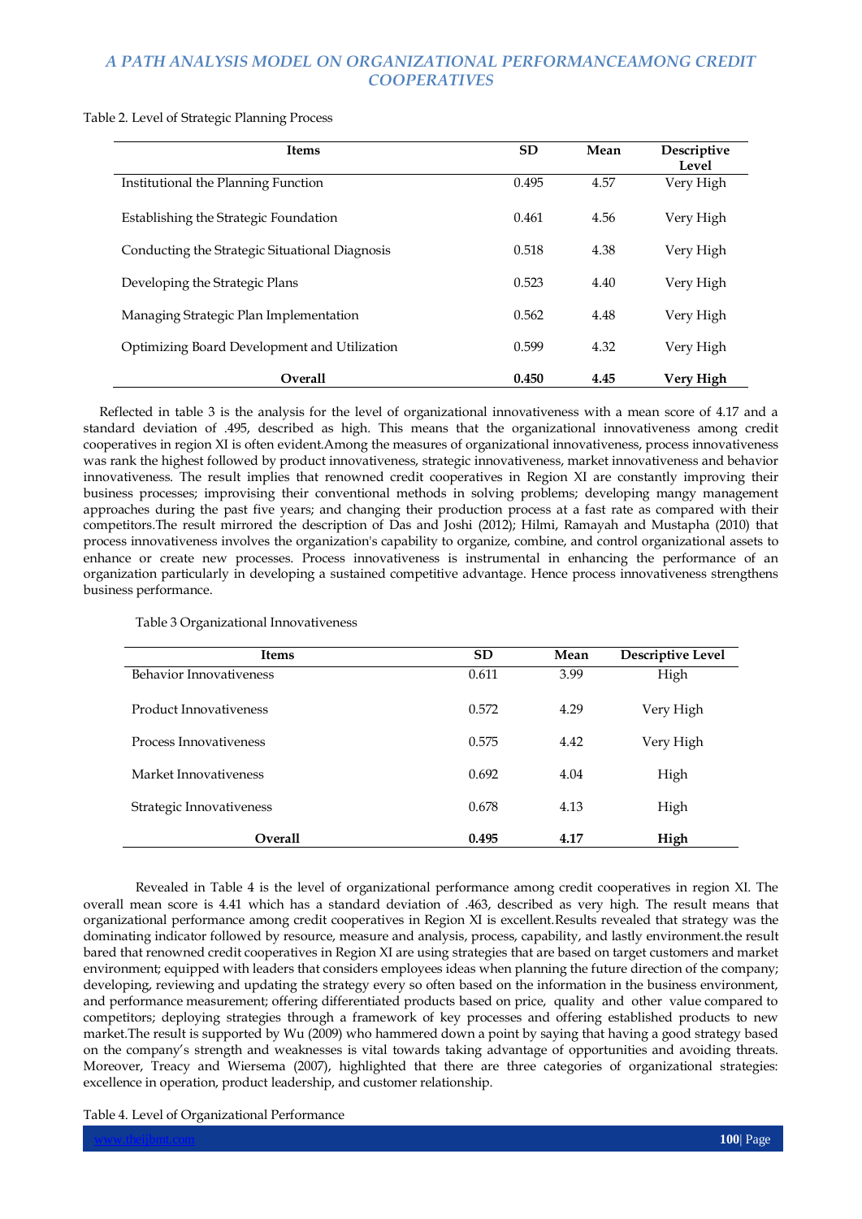Table 2. Level of Strategic Planning Process

| Items | SD | Mean | Descriptive Level |
| --- | --- | --- | --- |
| Institutional the Planning Function | 0.495 | 4.57 | Very High |
| Establishing the Strategic Foundation | 0.461 | 4.56 | Very High |
| Conducting the Strategic Situational Diagnosis | 0.518 | 4.38 | Very High |
| Developing the Strategic Plans | 0.523 | 4.40 | Very High |
| Managing Strategic Plan Implementation | 0.562 | 4.48 | Very High |
| Optimizing Board Development and Utilization | 0.599 | 4.32 | Very High |
| **Overall** | **0.450** | **4.45** | **Very High** |

Reflected in table 3 is the analysis for the level of organizational innovativeness with a mean score of 4.17 and a standard deviation of .495, described as high. This means that the organizational innovativeness among credit cooperatives in region XI is often evident.Among the measures of organizational innovativeness, process innovativeness was rank the highest followed by product innovativeness, strategic innovativeness, market innovativeness and behavior innovativeness. The result implies that renowned credit cooperatives in Region XI are constantly improving their business processes; improvising their conventional methods in solving problems; developing mangy management approaches during the past five years; and changing their production process at a fast rate as compared with their competitors.The result mirrored the description of Das and Joshi (2012); Hilmi, Ramayah and Mustapha (2010) that process innovativeness involves the organization's capability to organize, combine, and control organizational assets to enhance or create new processes. Process innovativeness is instrumental in enhancing the performance of an organization particularly in developing a sustained competitive advantage. Hence process innovativeness strengthens business performance.

Table 3 Organizational Innovativeness

| Items | SD | Mean | Descriptive Level |
| --- | --- | --- | --- |
| Behavior Innovativeness | 0.611 | 3.99 | High |
| Product Innovativeness | 0.572 | 4.29 | Very High |
| Process Innovativeness | 0.575 | 4.42 | Very High |
| Market Innovativeness | 0.692 | 4.04 | High |
| Strategic Innovativeness | 0.678 | 4.13 | High |
| **Overall** | **0.495** | **4.17** | **High** |

Revealed in Table 4 is the level of organizational performance among credit cooperatives in region XI. The overall mean score is 4.41 which has a standard deviation of .463, described as very high. The result means that organizational performance among credit cooperatives in Region XI is excellent.Results revealed that strategy was the dominating indicator followed by resource, measure and analysis, process, capability, and lastly environment.the result bared that renowned credit cooperatives in Region XI are using strategies that are based on target customers and market environment; equipped with leaders that considers employees ideas when planning the future direction of the company; developing, reviewing and updating the strategy every so often based on the information in the business environment, and performance measurement; offering differentiated products based on price, quality and other value compared to competitors; deploying strategies through a framework of key processes and offering established products to new market.The result is supported by Wu (2009) who hammered down a point by saying that having a good strategy based on the company's strength and weaknesses is vital towards taking advantage of opportunities and avoiding threats. Moreover, Treacy and Wiersema (2007), highlighted that there are three categories of organizational strategies: excellence in operation, product leadership, and customer relationship.

Table 4. Level of Organizational Performance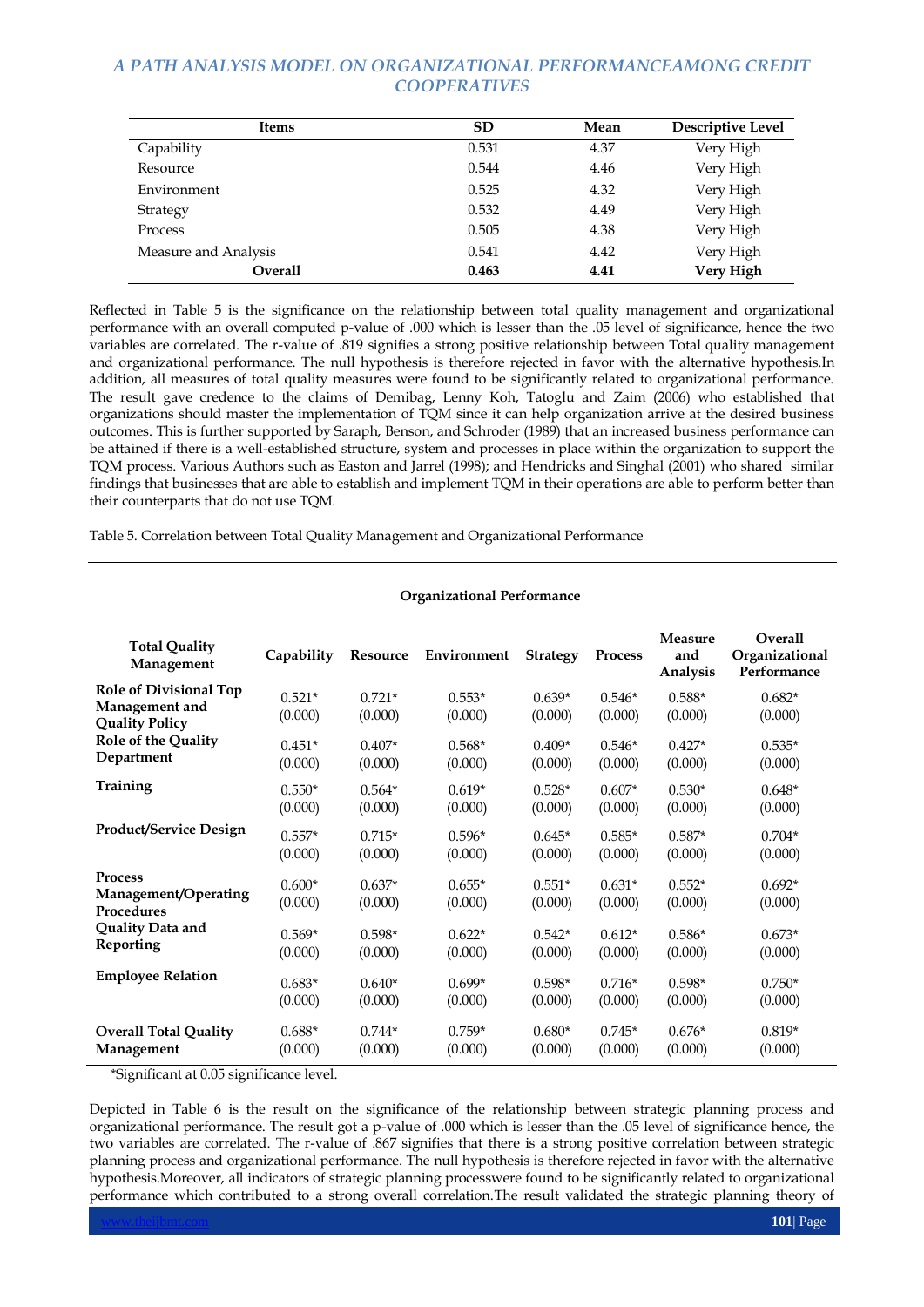| Items | SD | Mean | Descriptive Level |
|---|---|---|---|
| Capability | 0.531 | 4.37 | Very High |
| Resource | 0.544 | 4.46 | Very High |
| Environment | 0.525 | 4.32 | Very High |
| Strategy | 0.532 | 4.49 | Very High |
| Process | 0.505 | 4.38 | Very High |
| Measure and Analysis | 0.541 | 4.42 | Very High |
| **Overall** | **0.463** | **4.41** | **Very High** |

Reflected in Table 5 is the significance on the relationship between total quality management and organizational performance with an overall computed p-value of .000 which is lesser than the .05 level of significance, hence the two variables are correlated. The r-value of .819 signifies a strong positive relationship between Total quality management and organizational performance. The null hypothesis is therefore rejected in favor with the alternative hypothesis.In addition, all measures of total quality measures were found to be significantly related to organizational performance. The result gave credence to the claims of Demibag, Lenny Koh, Tatoglu and Zaim (2006) who established that organizations should master the implementation of TQM since it can help organization arrive at the desired business outcomes. This is further supported by Saraph, Benson, and Schroder (1989) that an increased business performance can be attained if there is a well-established structure, system and processes in place within the organization to support the TQM process. Various Authors such as Easton and Jarrel (1998); and Hendricks and Singhal (2001) who shared similar findings that businesses that are able to establish and implement TQM in their operations are able to perform better than their counterparts that do not use TQM.

Table 5. Correlation between Total Quality Management and Organizational Performance

| | **Organizational Performance** | | | | | | |
|---|---|---|---|---|---|---|---|
| **Total Quality Management** | **Capability** | **Resource** | **Environment** | **Strategy** | **Process** | **Measure and Analysis** | **Overall Organizational Performance** |
| **Role of Divisional Top Management and Quality Policy** | 0.521* (0.000) | 0.721* (0.000) | 0.553* (0.000) | 0.639* (0.000) | 0.546* (0.000) | 0.588* (0.000) | 0.682* (0.000) |
| **Role of the Quality Department** | 0.451* (0.000) | 0.407* (0.000) | 0.568* (0.000) | 0.409* (0.000) | 0.546* (0.000) | 0.427* (0.000) | 0.535* (0.000) |
| **Training** | 0.550* (0.000) | 0.564* (0.000) | 0.619* (0.000) | 0.528* (0.000) | 0.607* (0.000) | 0.530* (0.000) | 0.648* (0.000) |
| **Product/Service Design** | 0.557* (0.000) | 0.715* (0.000) | 0.596* (0.000) | 0.645* (0.000) | 0.585* (0.000) | 0.587* (0.000) | 0.704* (0.000) |
| **Process Management/Operating Procedures** | 0.600* (0.000) | 0.637* (0.000) | 0.655* (0.000) | 0.551* (0.000) | 0.631* (0.000) | 0.552* (0.000) | 0.692* (0.000) |
| **Quality Data and Reporting** | 0.569* (0.000) | 0.598* (0.000) | 0.622* (0.000) | 0.542* (0.000) | 0.612* (0.000) | 0.586* (0.000) | 0.673* (0.000) |
| **Employee Relation** | 0.683* (0.000) | 0.640* (0.000) | 0.699* (0.000) | 0.598* (0.000) | 0.716* (0.000) | 0.598* (0.000) | 0.750* (0.000) |
| **Overall Total Quality Management** | 0.688* (0.000) | 0.744* (0.000) | 0.759* (0.000) | 0.680* (0.000) | 0.745* (0.000) | 0.676* (0.000) | 0.819* (0.000) |

*Significant at 0.05 significance level.

Depicted in Table 6 is the result on the significance of the relationship between strategic planning process and organizational performance. The result got a p-value of .000 which is lesser than the .05 level of significance hence, the two variables are correlated. The r-value of .867 signifies that there is a strong positive correlation between strategic planning process and organizational performance. The null hypothesis is therefore rejected in favor with the alternative hypothesis.Moreover, all indicators of strategic planning processwere found to be significantly related to organizational performance which contributed to a strong overall correlation.The result validated the strategic planning theory of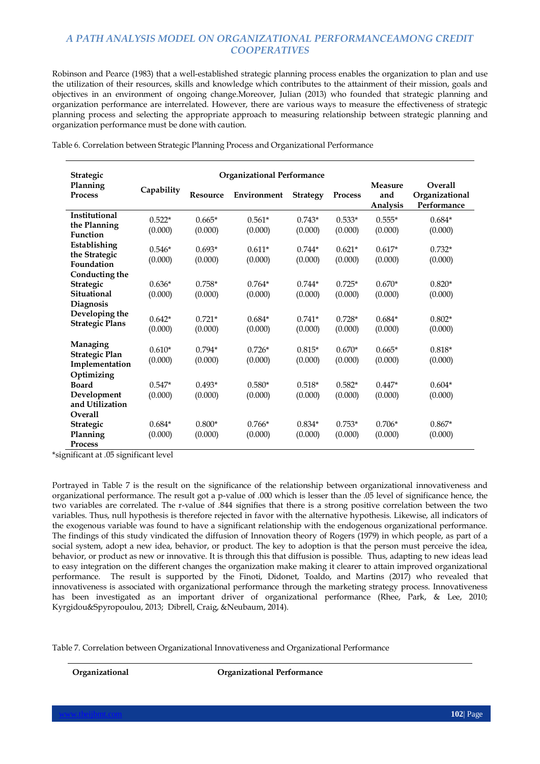Robinson and Pearce (1983) that a well-established strategic planning process enables the organization to plan and use the utilization of their resources, skills and knowledge which contributes to the attainment of their mission, goals and objectives in an environment of ongoing change.Moreover, Julian (2013) who founded that strategic planning and organization performance are interrelated. However, there are various ways to measure the effectiveness of strategic planning process and selecting the appropriate approach to measuring relationship between strategic planning and organization performance must be done with caution.

Table 6. Correlation between Strategic Planning Process and Organizational Performance

| Strategic Planning Process | Organizational Performance | | | | | | |
|---|---|---|---|---|---|---|---|
| | Capability | Resource | Environment | Strategy | Process | Measure and Analysis | Overall Organizational Performance |
| Institutional the Planning Function | 0.522* (0.000) | 0.665* (0.000) | 0.561* (0.000) | 0.743* (0.000) | 0.533* (0.000) | 0.555* (0.000) | 0.684* (0.000) |
| Establishing the Strategic Foundation | 0.546* (0.000) | 0.693* (0.000) | 0.611* (0.000) | 0.744* (0.000) | 0.621* (0.000) | 0.617* (0.000) | 0.732* (0.000) |
| Conducting the Strategic Situational Diagnosis | 0.636* (0.000) | 0.758* (0.000) | 0.764* (0.000) | 0.744* (0.000) | 0.725* (0.000) | 0.670* (0.000) | 0.820* (0.000) |
| Developing the Strategic Plans | 0.642* (0.000) | 0.721* (0.000) | 0.684* (0.000) | 0.741* (0.000) | 0.728* (0.000) | 0.684* (0.000) | 0.802* (0.000) |
| Managing Strategic Plan Implementation | 0.610* (0.000) | 0.794* (0.000) | 0.726* (0.000) | 0.815* (0.000) | 0.670* (0.000) | 0.665* (0.000) | 0.818* (0.000) |
| Optimizing Board Development and Utilization | 0.547* (0.000) | 0.493* (0.000) | 0.580* (0.000) | 0.518* (0.000) | 0.582* (0.000) | 0.447* (0.000) | 0.604* (0.000) |
| Overall Strategic Planning Process | 0.684* (0.000) | 0.800* (0.000) | 0.766* (0.000) | 0.834* (0.000) | 0.753* (0.000) | 0.706* (0.000) | 0.867* (0.000) |

*significant at .05 significant level

Portrayed in Table 7 is the result on the significance of the relationship between organizational innovativeness and organizational performance. The result got a p-value of .000 which is lesser than the .05 level of significance hence, the two variables are correlated. The r-value of .844 signifies that there is a strong positive correlation between the two variables. Thus, null hypothesis is therefore rejected in favor with the alternative hypothesis. Likewise, all indicators of the exogenous variable was found to have a significant relationship with the endogenous organizational performance. The findings of this study vindicated the diffusion of Innovation theory of Rogers (1979) in which people, as part of a social system, adopt a new idea, behavior, or product. The key to adoption is that the person must perceive the idea, behavior, or product as new or innovative. It is through this that diffusion is possible. Thus, adapting to new ideas lead to easy integration on the different changes the organization make making it clearer to attain improved organizational performance. The result is supported by the Finoti, Didonet, Toaldo, and Martins (2017) who revealed that innovativeness is associated with organizational performance through the marketing strategy process. Innovativeness has been investigated as an important driver of organizational performance (Rhee, Park, & Lee, 2010; Kyrgidou&Spyropoulou, 2013; Dibrell, Craig, &Neubaum, 2014).

Table 7. Correlation between Organizational Innovativeness and Organizational Performance

| Organizational | Organizational Performance |
|---|---|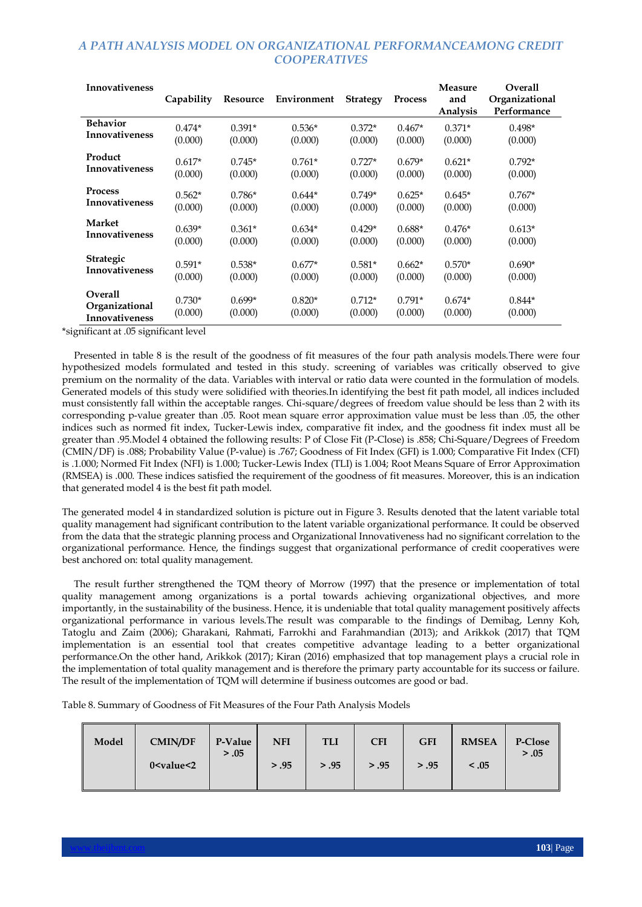| Innovativeness | Capability | Resource | Environment | Strategy | Process | Measure and Analysis | Overall Organizational Performance |
|---|---|---|---|---|---|---|---|
| Behavior Innovativeness | 0.474* (0.000) | 0.391* (0.000) | 0.536* (0.000) | 0.372* (0.000) | 0.467* (0.000) | 0.371* (0.000) | 0.498* (0.000) |
| Product Innovativeness | 0.617* (0.000) | 0.745* (0.000) | 0.761* (0.000) | 0.727* (0.000) | 0.679* (0.000) | 0.621* (0.000) | 0.792* (0.000) |
| Process Innovativeness | 0.562* (0.000) | 0.786* (0.000) | 0.644* (0.000) | 0.749* (0.000) | 0.625* (0.000) | 0.645* (0.000) | 0.767* (0.000) |
| Market Innovativeness | 0.639* (0.000) | 0.361* (0.000) | 0.634* (0.000) | 0.429* (0.000) | 0.688* (0.000) | 0.476* (0.000) | 0.613* (0.000) |
| Strategic Innovativeness | 0.591* (0.000) | 0.538* (0.000) | 0.677* (0.000) | 0.581* (0.000) | 0.662* (0.000) | 0.570* (0.000) | 0.690* (0.000) |
| Overall Organizational Innovativeness | 0.730* (0.000) | 0.699* (0.000) | 0.820* (0.000) | 0.712* (0.000) | 0.791* (0.000) | 0.674* (0.000) | 0.844* (0.000) |

*significant at .05 significant level

Presented in table 8 is the result of the goodness of fit measures of the four path analysis models.There were four hypothesized models formulated and tested in this study. screening of variables was critically observed to give premium on the normality of the data. Variables with interval or ratio data were counted in the formulation of models. Generated models of this study were solidified with theories.In identifying the best fit path model, all indices included must consistently fall within the acceptable ranges. Chi-square/degrees of freedom value should be less than 2 with its corresponding p-value greater than .05. Root mean square error approximation value must be less than .05, the other indices such as normed fit index, Tucker-Lewis index, comparative fit index, and the goodness fit index must all be greater than .95.Model 4 obtained the following results: P of Close Fit (P-Close) is .858; Chi-Square/Degrees of Freedom (CMIN/DF) is .088; Probability Value (P-value) is .767; Goodness of Fit Index (GFI) is 1.000; Comparative Fit Index (CFI) is .1.000; Normed Fit Index (NFI) is 1.000; Tucker-Lewis Index (TLI) is 1.004; Root Means Square of Error Approximation (RMSEA) is .000. These indices satisfied the requirement of the goodness of fit measures. Moreover, this is an indication that generated model 4 is the best fit path model.

The generated model 4 in standardized solution is picture out in Figure 3. Results denoted that the latent variable total quality management had significant contribution to the latent variable organizational performance. It could be observed from the data that the strategic planning process and Organizational Innovativeness had no significant correlation to the organizational performance. Hence, the findings suggest that organizational performance of credit cooperatives were best anchored on: total quality management.

The result further strengthened the TQM theory of Morrow (1997) that the presence or implementation of total quality management among organizations is a portal towards achieving organizational objectives, and more importantly, in the sustainability of the business. Hence, it is undeniable that total quality management positively affects organizational performance in various levels.The result was comparable to the findings of Demibag, Lenny Koh, Tatoglu and Zaim (2006); Gharakani, Rahmati, Farrokhi and Farahmandian (2013); and Arikkok (2017) that TQM implementation is an essential tool that creates competitive advantage leading to a better organizational performance.On the other hand, Arikkok (2017); Kiran (2016) emphasized that top management plays a crucial role in the implementation of total quality management and is therefore the primary party accountable for its success or failure. The result of the implementation of TQM will determine if business outcomes are good or bad.

Table 8. Summary of Goodness of Fit Measures of the Four Path Analysis Models

| Model | CMIN/DF 0<value<2 | P-Value > .05 | NFI > .95 | TLI > .95 | CFI > .95 | GFI > .95 | RMSEA < .05 | P-Close > .05 |
|---|---|---|---|---|---|---|---|---|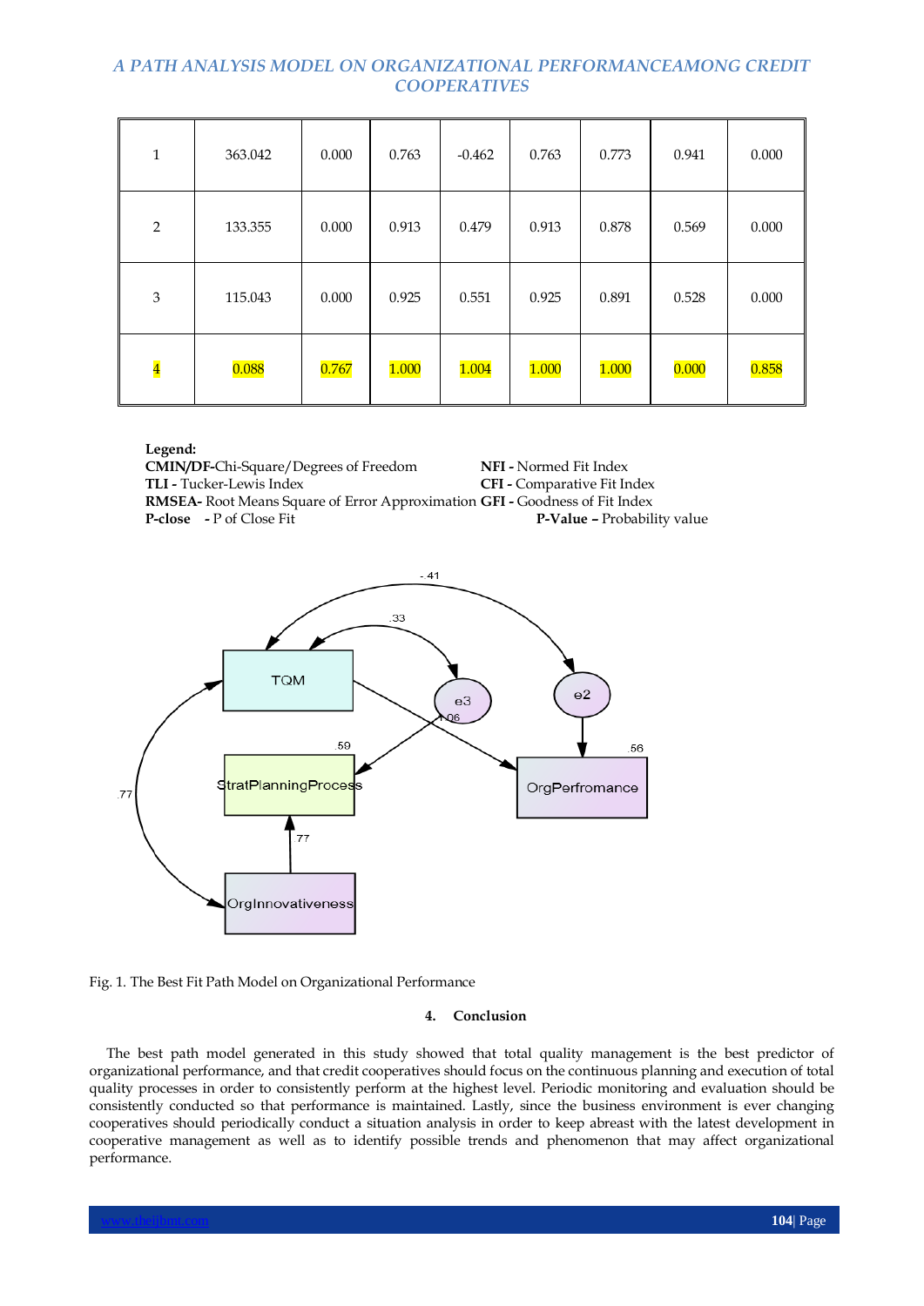| 1 | 363.042 | 0.000 | 0.763 | -0.462 | 0.763 | 0.773 | 0.941 | 0.000 |
|---|---|---|---|---|---|---|---|---|
| 2 | 133.355 | 0.000 | 0.913 | 0.479 | 0.913 | 0.878 | 0.569 | 0.000 |
| 3 | 115.043 | 0.000 | 0.925 | 0.551 | 0.925 | 0.891 | 0.528 | 0.000 |
| 4 | 0.088 | 0.767 | 1.000 | 1.004 | 1.000 | 1.000 | 0.000 | 0.858 |

**Legend:**

**CMIN/DF-**Chi-Square/Degrees of Freedom
**NFI -** Normed Fit Index
**TLI -** Tucker-Lewis Index
**CFI -** Comparative Fit Index
**RMSEA-** Root Means Square of Error Approximation
**GFI -** Goodness of Fit Index
**P-close** - P of Close Fit
**P-Value –** Probability value

Fig. 1. The Best Fit Path Model on Organizational Performance

## 4. Conclusion

The best path model generated in this study showed that total quality management is the best predictor of organizational performance, and that credit cooperatives should focus on the continuous planning and execution of total quality processes in order to consistently perform at the highest level. Periodic monitoring and evaluation should be consistently conducted so that performance is maintained. Lastly, since the business environment is ever changing cooperatives should periodically conduct a situation analysis in order to keep abreast with the latest development in cooperative management as well as to identify possible trends and phenomenon that may affect organizational performance.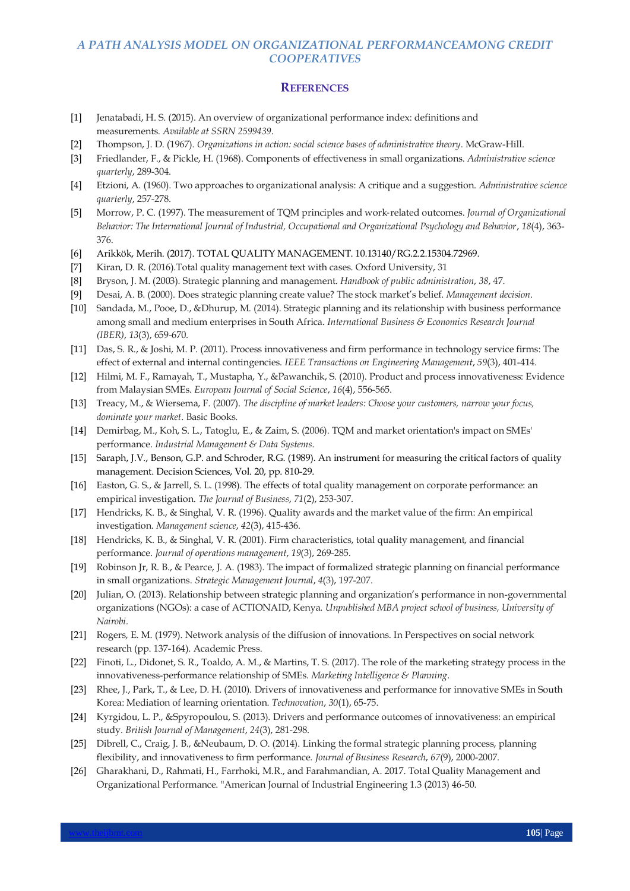## REFERENCES

[1] Jenatabadi, H. S. (2015). An overview of organizational performance index: definitions and measurements. *Available at SSRN 2599439*.

[2] Thompson, J. D. (1967). *Organizations in action: social science bases of administrative theory*. McGraw-Hill.

[3] Friedlander, F., & Pickle, H. (1968). Components of effectiveness in small organizations. *Administrative science quarterly*, 289-304.

[4] Etzioni, A. (1960). Two approaches to organizational analysis: A critique and a suggestion. *Administrative science quarterly*, 257-278.

[5] Morrow, P. C. (1997). The measurement of TQM principles and work-related outcomes. *Journal of Organizational Behavior: The International Journal of Industrial, Occupational and Organizational Psychology and Behavior*, *18*(4), 363-376.

[6] Arikkök, Merih. (2017). TOTAL QUALITY MANAGEMENT. 10.13140/RG.2.2.15304.72969.

[7] Kiran, D. R. (2016).Total quality management text with cases. Oxford University, 31

[8] Bryson, J. M. (2003). Strategic planning and management. *Handbook of public administration*, *38*, 47.

[9] Desai, A. B. (2000). Does strategic planning create value? The stock market's belief. *Management decision*.

[10] Sandada, M., Pooe, D., &Dhurup, M. (2014). Strategic planning and its relationship with business performance among small and medium enterprises in South Africa. *International Business & Economics Research Journal (IBER)*, *13*(3), 659-670.

[11] Das, S. R., & Joshi, M. P. (2011). Process innovativeness and firm performance in technology service firms: The effect of external and internal contingencies. *IEEE Transactions on Engineering Management*, *59*(3), 401-414.

[12] Hilmi, M. F., Ramayah, T., Mustapha, Y., &Pawanchik, S. (2010). Product and process innovativeness: Evidence from Malaysian SMEs. *European Journal of Social Science*, *16*(4), 556-565.

[13] Treacy, M., & Wiersema, F. (2007). *The discipline of market leaders: Choose your customers, narrow your focus, dominate your market*. Basic Books.

[14] Demirbag, M., Koh, S. L., Tatoglu, E., & Zaim, S. (2006). TQM and market orientation's impact on SMEs' performance. *Industrial Management & Data Systems*.

[15] Saraph, J.V., Benson, G.P. and Schroder, R.G. (1989). An instrument for measuring the critical factors of quality management. Decision Sciences, Vol. 20, pp. 810-29.

[16] Easton, G. S., & Jarrell, S. L. (1998). The effects of total quality management on corporate performance: an empirical investigation. *The Journal of Business*, *71*(2), 253-307.

[17] Hendricks, K. B., & Singhal, V. R. (1996). Quality awards and the market value of the firm: An empirical investigation. *Management science*, *42*(3), 415-436.

[18] Hendricks, K. B., & Singhal, V. R. (2001). Firm characteristics, total quality management, and financial performance. *Journal of operations management*, *19*(3), 269-285.

[19] Robinson Jr, R. B., & Pearce, J. A. (1983). The impact of formalized strategic planning on financial performance in small organizations. *Strategic Management Journal*, *4*(3), 197-207.

[20] Julian, O. (2013). Relationship between strategic planning and organization's performance in non-governmental organizations (NGOs): a case of ACTIONAID, Kenya. *Unpublished MBA project school of business, University of Nairobi*.

[21] Rogers, E. M. (1979). Network analysis of the diffusion of innovations. In Perspectives on social network research (pp. 137-164). Academic Press.

[22] Finoti, L., Didonet, S. R., Toaldo, A. M., & Martins, T. S. (2017). The role of the marketing strategy process in the innovativeness-performance relationship of SMEs. *Marketing Intelligence & Planning*.

[23] Rhee, J., Park, T., & Lee, D. H. (2010). Drivers of innovativeness and performance for innovative SMEs in South Korea: Mediation of learning orientation. *Technovation*, *30*(1), 65-75.

[24] Kyrgidou, L. P., &Spyropoulou, S. (2013). Drivers and performance outcomes of innovativeness: an empirical study. *British Journal of Management*, *24*(3), 281-298.

[25] Dibrell, C., Craig, J. B., &Neubaum, D. O. (2014). Linking the formal strategic planning process, planning flexibility, and innovativeness to firm performance. *Journal of Business Research*, *67*(9), 2000-2007.

[26] Gharakhani, D., Rahmati, H., Farrhoki, M.R., and Farahmandian, A. 2017. Total Quality Management and Organizational Performance. "American Journal of Industrial Engineering 1.3 (2013) 46-50.